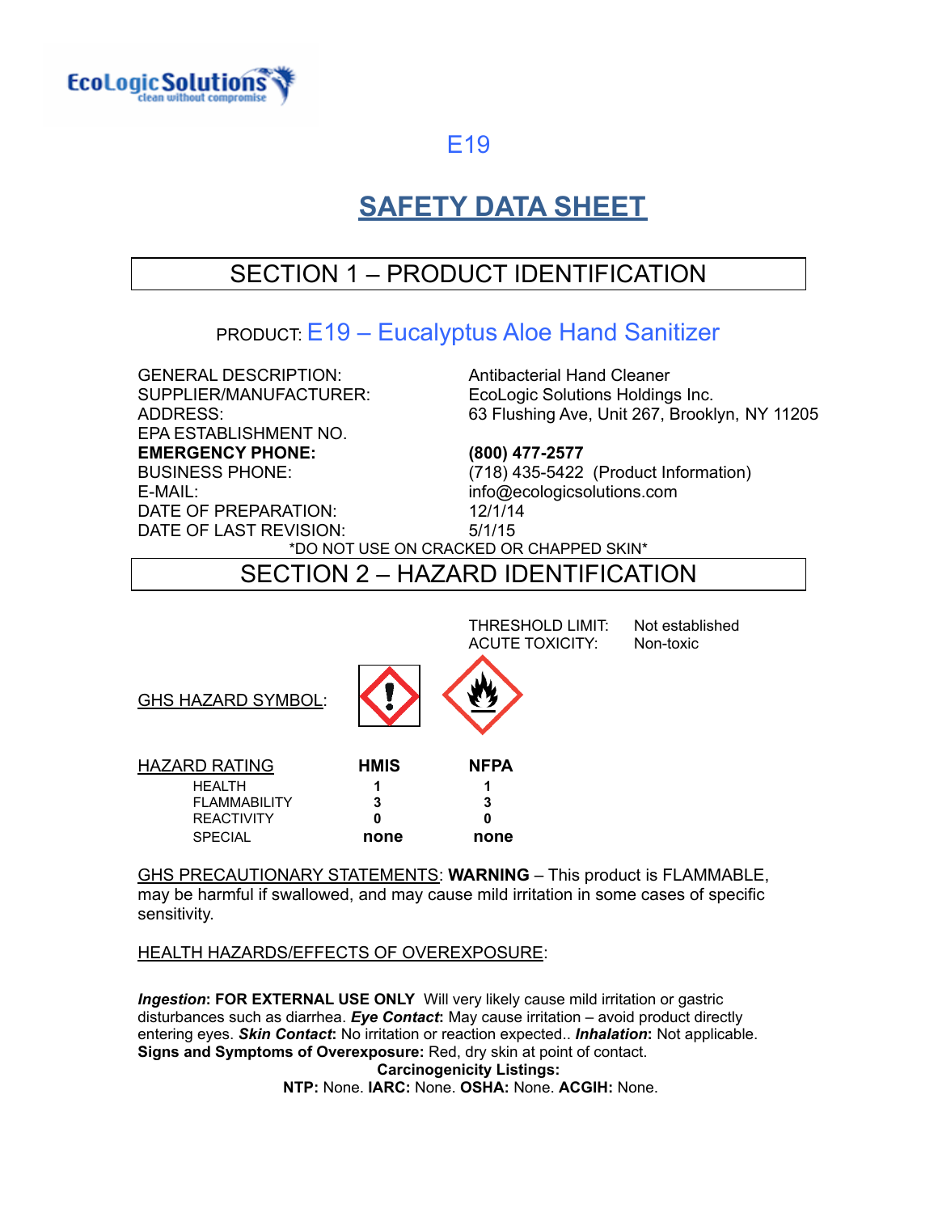E19

# SAFETY DATA SHEET

## SECTION 1 – PRODUCT IDENTIFICATION

PRODUCT: E19 – Eucalyptus Aloe Hand Sanitizer

| | |
|---|---|
| GENERAL DESCRIPTION: | Antibacterial Hand Cleaner |
| SUPPLIER/MANUFACTURER: | EcoLogic Solutions Holdings Inc. |
| ADDRESS: | 63 Flushing Ave, Unit 267, Brooklyn, NY 11205 |
| EPA ESTABLISHMENT NO. | |
| **EMERGENCY PHONE:** | **(800) 477-2577** |
| BUSINESS PHONE: | (718) 435-5422 (Product Information) |
| E-MAIL: | info@ecologicsolutions.com |
| DATE OF PREPARATION: | 12/1/14 |
| DATE OF LAST REVISION: | 5/1/15 |

*DO NOT USE ON CRACKED OR CHAPPED SKIN*

## SECTION 2 – HAZARD IDENTIFICATION

THRESHOLD LIMIT: Not established
ACUTE TOXICITY: Non-toxic

GHS HAZARD SYMBOL:

| HAZARD RATING | HMIS | NFPA |
|---|---|---|
| HEALTH | 1 | 1 |
| FLAMMABILITY | 3 | 3 |
| REACTIVITY | 0 | 0 |
| SPECIAL | none | none |

GHS PRECAUTIONARY STATEMENTS: **WARNING** – This product is FLAMMABLE, may be harmful if swallowed, and may cause mild irritation in some cases of specific sensitivity.

HEALTH HAZARDS/EFFECTS OF OVEREXPOSURE:

***Ingestion*: FOR EXTERNAL USE ONLY** Will very likely cause mild irritation or gastric disturbances such as diarrhea. ***Eye Contact*:** May cause irritation – avoid product directly entering eyes. ***Skin Contact*:** No irritation or reaction expected.. ***Inhalation*:** Not applicable. **Signs and Symptoms of Overexposure:** Red, dry skin at point of contact.

**Carcinogenicity Listings:**
**NTP:** None. **IARC:** None. **OSHA:** None. **ACGIH:** None.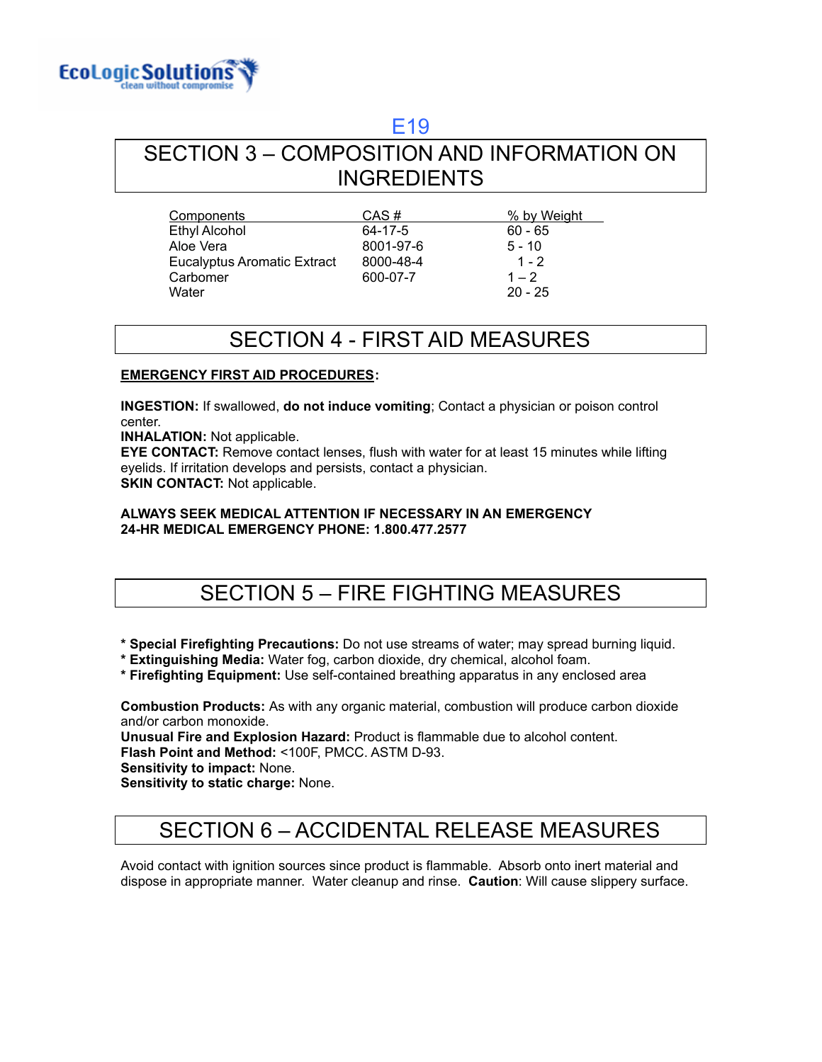EcoLogic Solutions
clean without compromise

E19

# SECTION 3 – COMPOSITION AND INFORMATION ON INGREDIENTS

| Components | CAS # | % by Weight |
|---|---|---|
| Ethyl Alcohol | 64-17-5 | 60 - 65 |
| Aloe Vera | 8001-97-6 | 5 - 10 |
| Eucalyptus Aromatic Extract | 8000-48-4 | 1 - 2 |
| Carbomer | 600-07-7 | 1 – 2 |
| Water | | 20 - 25 |

# SECTION 4 - FIRST AID MEASURES

**EMERGENCY FIRST AID PROCEDURES:**

**INGESTION:** If swallowed, **do not induce vomiting**; Contact a physician or poison control center.
**INHALATION:** Not applicable.
**EYE CONTACT:** Remove contact lenses, flush with water for at least 15 minutes while lifting eyelids. If irritation develops and persists, contact a physician.
**SKIN CONTACT:** Not applicable.

**ALWAYS SEEK MEDICAL ATTENTION IF NECESSARY IN AN EMERGENCY**
**24-HR MEDICAL EMERGENCY PHONE: 1.800.477.2577**

# SECTION 5 – FIRE FIGHTING MEASURES

* **Special Firefighting Precautions:** Do not use streams of water; may spread burning liquid.
* **Extinguishing Media:** Water fog, carbon dioxide, dry chemical, alcohol foam.
* **Firefighting Equipment:** Use self-contained breathing apparatus in any enclosed area

**Combustion Products:** As with any organic material, combustion will produce carbon dioxide and/or carbon monoxide.
**Unusual Fire and Explosion Hazard:** Product is flammable due to alcohol content.
**Flash Point and Method:** <100F, PMCC. ASTM D-93.
**Sensitivity to impact:** None.
**Sensitivity to static charge:** None.

# SECTION 6 – ACCIDENTAL RELEASE MEASURES

Avoid contact with ignition sources since product is flammable. Absorb onto inert material and dispose in appropriate manner. Water cleanup and rinse. **Caution**: Will cause slippery surface.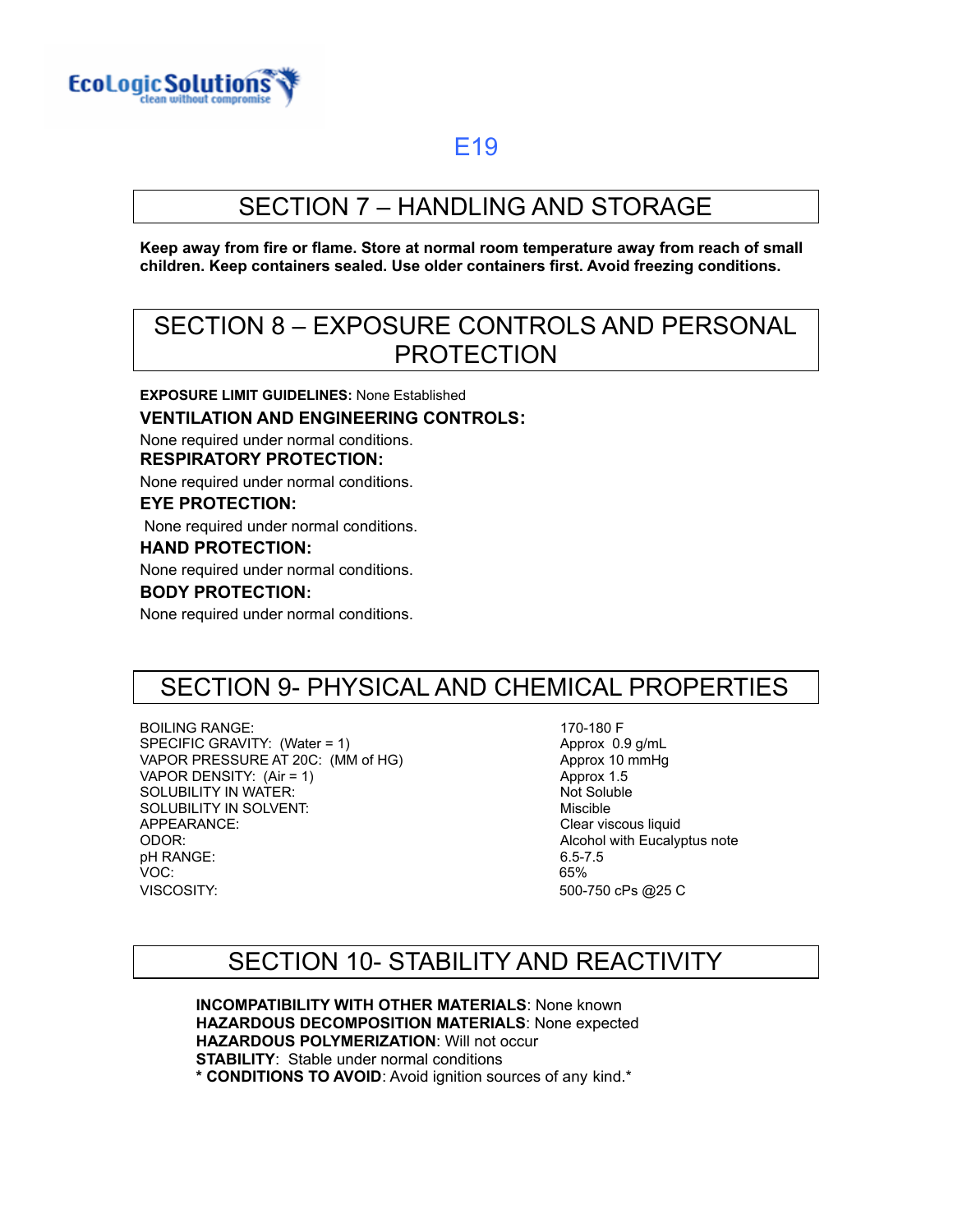E19

## SECTION 7 – HANDLING AND STORAGE

**Keep away from fire or flame. Store at normal room temperature away from reach of small children. Keep containers sealed. Use older containers first. Avoid freezing conditions.**

## SECTION 8 – EXPOSURE CONTROLS AND PERSONAL PROTECTION

**EXPOSURE LIMIT GUIDELINES:** None Established

**VENTILATION AND ENGINEERING CONTROLS:**
None required under normal conditions.

**RESPIRATORY PROTECTION:**
None required under normal conditions.

**EYE PROTECTION:**
None required under normal conditions.

**HAND PROTECTION:**
None required under normal conditions.

**BODY PROTECTION:**
None required under normal conditions.

## SECTION 9- PHYSICAL AND CHEMICAL PROPERTIES

| | |
|---|---|
| BOILING RANGE: | 170-180 F |
| SPECIFIC GRAVITY: (Water = 1) | Approx 0.9 g/mL |
| VAPOR PRESSURE AT 20C: (MM of HG) | Approx 10 mmHg |
| VAPOR DENSITY: (Air = 1) | Approx 1.5 |
| SOLUBILITY IN WATER: | Not Soluble |
| SOLUBILITY IN SOLVENT: | Miscible |
| APPEARANCE: | Clear viscous liquid |
| ODOR: | Alcohol with Eucalyptus note |
| pH RANGE: | 6.5-7.5 |
| VOC: | 65% |
| VISCOSITY: | 500-750 cPs @25 C |

## SECTION 10- STABILITY AND REACTIVITY

**INCOMPATIBILITY WITH OTHER MATERIALS**: None known
**HAZARDOUS DECOMPOSITION MATERIALS**: None expected
**HAZARDOUS POLYMERIZATION**: Will not occur
**STABILITY**: Stable under normal conditions
**\* CONDITIONS TO AVOID**: Avoid ignition sources of any kind.*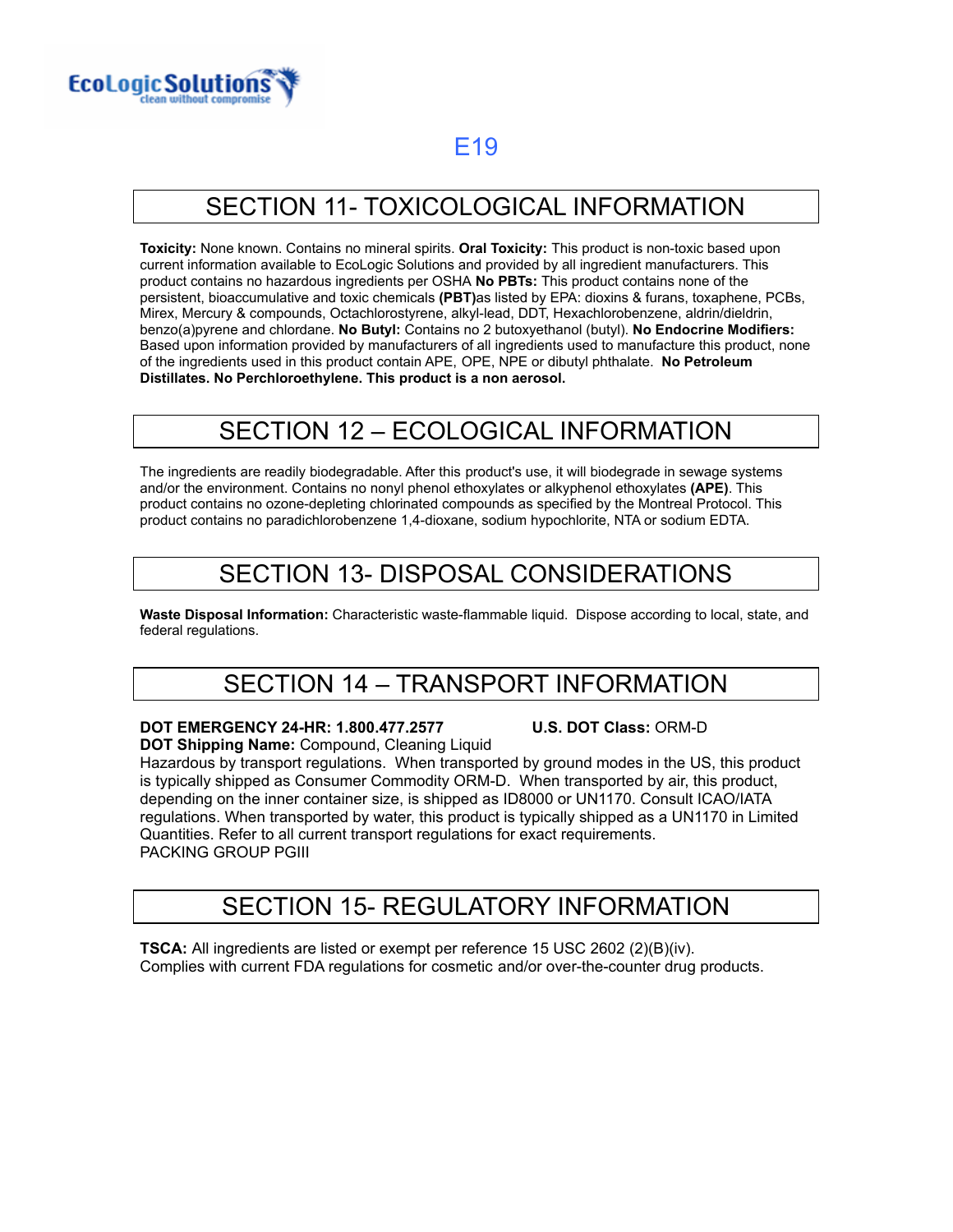EcoLogic Solutions
clean without compromise

E19

## SECTION 11- TOXICOLOGICAL INFORMATION

**Toxicity:** None known. Contains no mineral spirits. **Oral Toxicity:** This product is non-toxic based upon current information available to EcoLogic Solutions and provided by all ingredient manufacturers. This product contains no hazardous ingredients per OSHA **No PBTs:** This product contains none of the persistent, bioaccumulative and toxic chemicals **(PBT)**as listed by EPA: dioxins & furans, toxaphene, PCBs, Mirex, Mercury & compounds, Octachlorostyrene, alkyl-lead, DDT, Hexachlorobenzene, aldrin/dieldrin, benzo(a)pyrene and chlordane. **No Butyl:** Contains no 2 butoxyethanol (butyl). **No Endocrine Modifiers:** Based upon information provided by manufacturers of all ingredients used to manufacture this product, none of the ingredients used in this product contain APE, OPE, NPE or dibutyl phthalate. **No Petroleum Distillates. No Perchloroethylene. This product is a non aerosol.**

## SECTION 12 – ECOLOGICAL INFORMATION

The ingredients are readily biodegradable. After this product's use, it will biodegrade in sewage systems and/or the environment. Contains no nonyl phenol ethoxylates or alkyphenol ethoxylates **(APE)**. This product contains no ozone-depleting chlorinated compounds as specified by the Montreal Protocol. This product contains no paradichlorobenzene 1,4-dioxane, sodium hypochlorite, NTA or sodium EDTA.

## SECTION 13- DISPOSAL CONSIDERATIONS

**Waste Disposal Information:** Characteristic waste-flammable liquid. Dispose according to local, state, and federal regulations.

## SECTION 14 – TRANSPORT INFORMATION

**DOT EMERGENCY 24-HR: 1.800.477.2577** **U.S. DOT Class:** ORM-D
**DOT Shipping Name:** Compound, Cleaning Liquid
Hazardous by transport regulations. When transported by ground modes in the US, this product is typically shipped as Consumer Commodity ORM-D. When transported by air, this product, depending on the inner container size, is shipped as ID8000 or UN1170. Consult ICAO/IATA regulations. When transported by water, this product is typically shipped as a UN1170 in Limited Quantities. Refer to all current transport regulations for exact requirements.
PACKING GROUP PGIII

## SECTION 15- REGULATORY INFORMATION

**TSCA:** All ingredients are listed or exempt per reference 15 USC 2602 (2)(B)(iv).
Complies with current FDA regulations for cosmetic and/or over-the-counter drug products.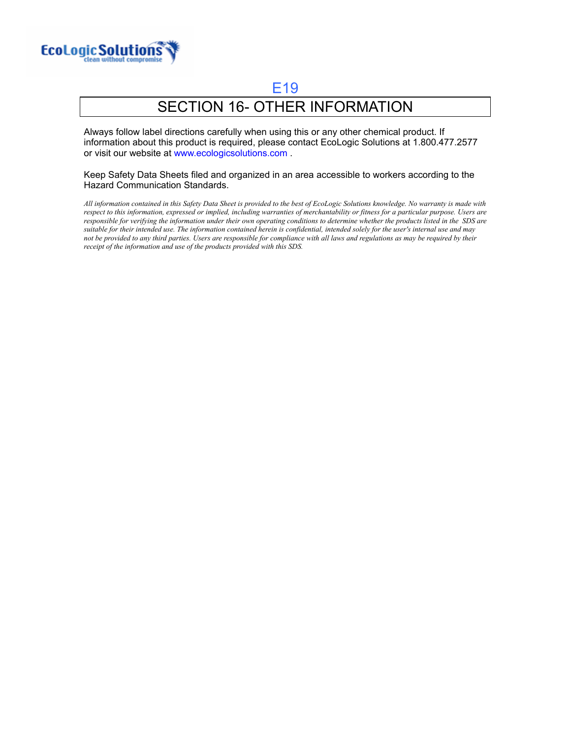E19

## SECTION 16- OTHER INFORMATION

Always follow label directions carefully when using this or any other chemical product. If information about this product is required, please contact EcoLogic Solutions at 1.800.477.2577 or visit our website at www.ecologicsolutions.com .

Keep Safety Data Sheets filed and organized in an area accessible to workers according to the Hazard Communication Standards.

*All information contained in this Safety Data Sheet is provided to the best of EcoLogic Solutions knowledge. No warranty is made with respect to this information, expressed or implied, including warranties of merchantability or fitness for a particular purpose. Users are responsible for verifying the information under their own operating conditions to determine whether the products listed in the SDS are suitable for their intended use. The information contained herein is confidential, intended solely for the user's internal use and may not be provided to any third parties. Users are responsible for compliance with all laws and regulations as may be required by their receipt of the information and use of the products provided with this SDS.*